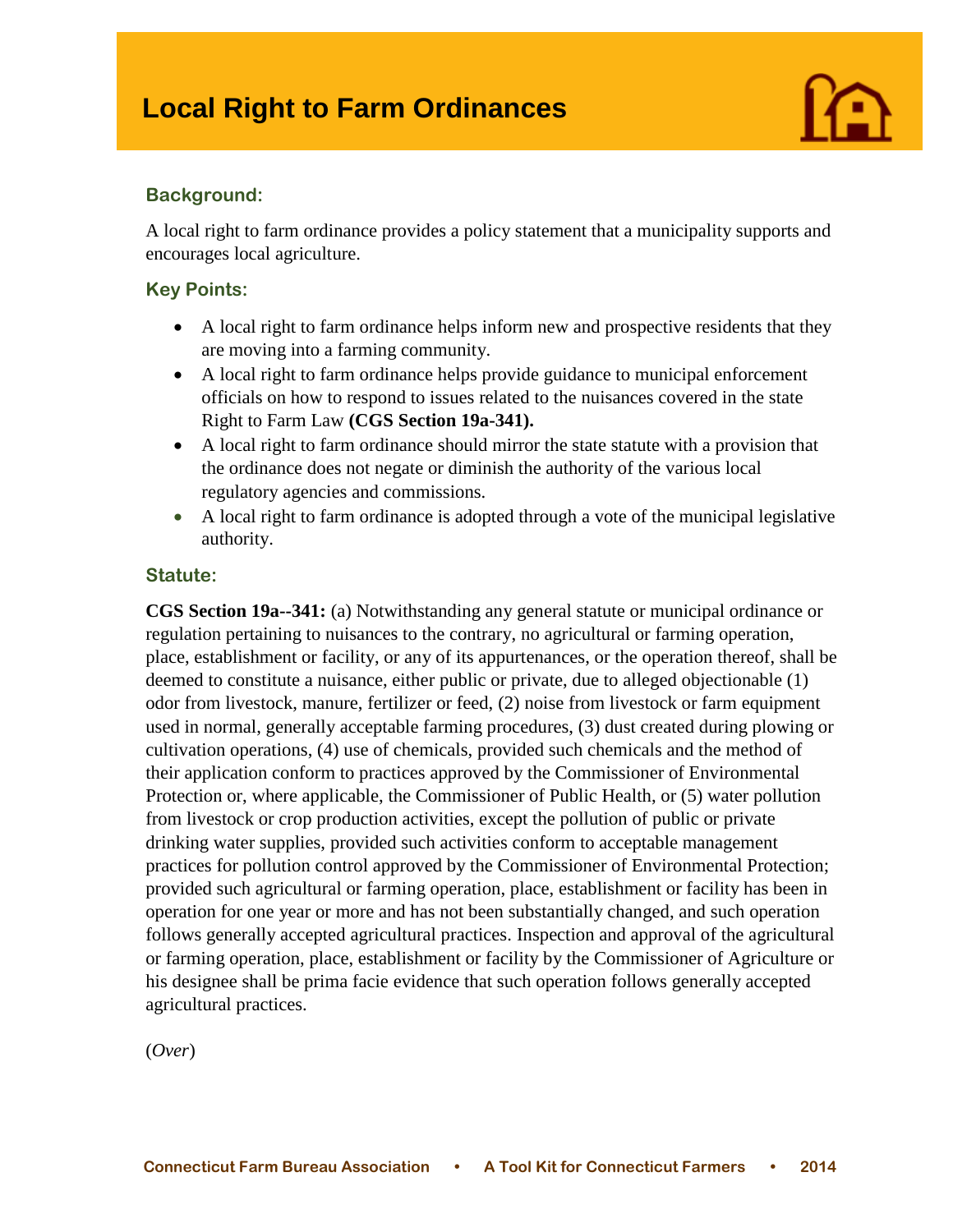# Local Right to Farm Ordinances

## Background:

A local right to farm ordinance provides a policy statement that a municipality supports and encourages local agriculture.

## Key Points:

- A local right to farm ordinance helps inform new and prospective residents that they are moving into a farming community.
- A local right to farm ordinance helps provide guidance to municipal enforcement officials on how to respond to issues related to the nuisances covered in the state Right to Farm Law **(CGS Section 19a-341).**
- A local right to farm ordinance should mirror the state statute with a provision that the ordinance does not negate or diminish the authority of the various local regulatory agencies and commissions.
- A local right to farm ordinance is adopted through a vote of the municipal legislative authority.

## Statute:

**CGS Section 19a--341:** (a) Notwithstanding any general statute or municipal ordinance or regulation pertaining to nuisances to the contrary, no agricultural or farming operation, place, establishment or facility, or any of its appurtenances, or the operation thereof, shall be deemed to constitute a nuisance, either public or private, due to alleged objectionable (1) odor from livestock, manure, fertilizer or feed, (2) noise from livestock or farm equipment used in normal, generally acceptable farming procedures, (3) dust created during plowing or cultivation operations, (4) use of chemicals, provided such chemicals and the method of their application conform to practices approved by the Commissioner of Environmental Protection or, where applicable, the Commissioner of Public Health, or (5) water pollution from livestock or crop production activities, except the pollution of public or private drinking water supplies, provided such activities conform to acceptable management practices for pollution control approved by the Commissioner of Environmental Protection; provided such agricultural or farming operation, place, establishment or facility has been in operation for one year or more and has not been substantially changed, and such operation follows generally accepted agricultural practices. Inspection and approval of the agricultural or farming operation, place, establishment or facility by the Commissioner of Agriculture or his designee shall be prima facie evidence that such operation follows generally accepted agricultural practices.

(*Over*)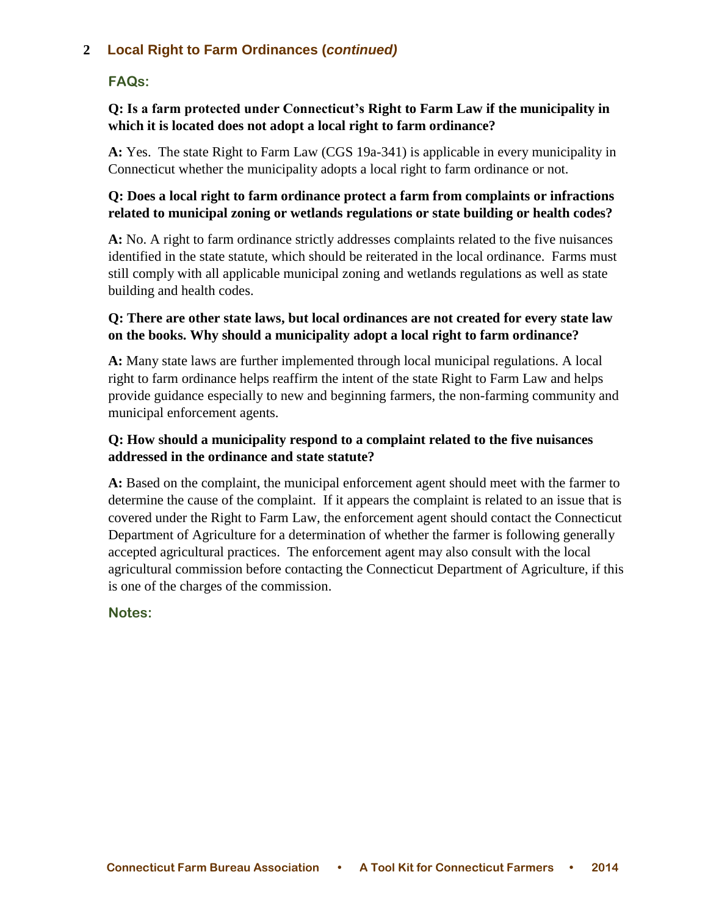## Local Right to Farm Ordinances (*continued)*

### FAQs:

**Q: Is a farm protected under Connecticut's Right to Farm Law if the municipality in which it is located does not adopt a local right to farm ordinance?**

**A:** Yes. The state Right to Farm Law (CGS 19a-341) is applicable in every municipality in Connecticut whether the municipality adopts a local right to farm ordinance or not.

**Q: Does a local right to farm ordinance protect a farm from complaints or infractions related to municipal zoning or wetlands regulations or state building or health codes?**

**A:** No. A right to farm ordinance strictly addresses complaints related to the five nuisances identified in the state statute, which should be reiterated in the local ordinance. Farms must still comply with all applicable municipal zoning and wetlands regulations as well as state building and health codes.

**Q: There are other state laws, but local ordinances are not created for every state law on the books. Why should a municipality adopt a local right to farm ordinance?**

**A:** Many state laws are further implemented through local municipal regulations. A local right to farm ordinance helps reaffirm the intent of the state Right to Farm Law and helps provide guidance especially to new and beginning farmers, the non-farming community and municipal enforcement agents.

**Q: How should a municipality respond to a complaint related to the five nuisances addressed in the ordinance and state statute?**

**A:** Based on the complaint, the municipal enforcement agent should meet with the farmer to determine the cause of the complaint. If it appears the complaint is related to an issue that is covered under the Right to Farm Law, the enforcement agent should contact the Connecticut Department of Agriculture for a determination of whether the farmer is following generally accepted agricultural practices. The enforcement agent may also consult with the local agricultural commission before contacting the Connecticut Department of Agriculture, if this is one of the charges of the commission.

### Notes: